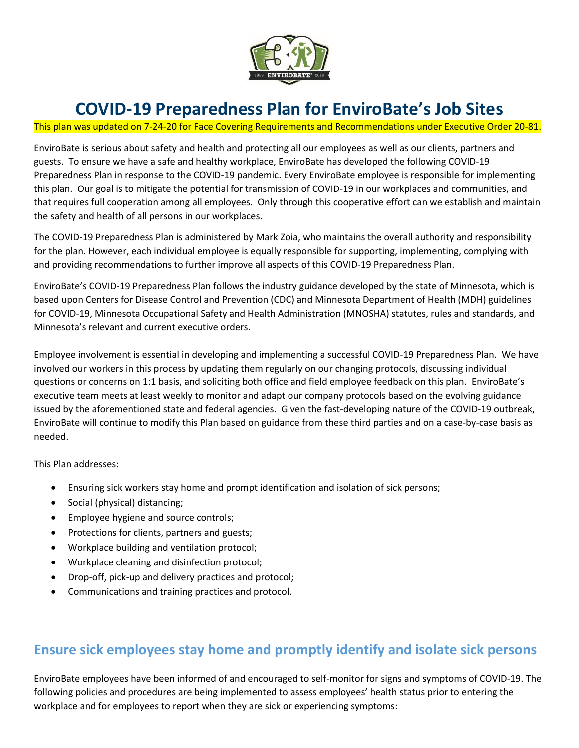# COVID-19 Preparedness Plan for EnviroBate's Job Sites

This plan was updated on 7-24-20 for Face Covering Requirements and Recommendations under Executive Order 20-81.

EnviroBate is serious about safety and health and protecting all our employees as well as our clients, partners and guests. To ensure we have a safe and healthy workplace, EnviroBate has developed the following COVID-19 Preparedness Plan in response to the COVID-19 pandemic. Every EnviroBate employee is responsible for implementing this plan. Our goal is to mitigate the potential for transmission of COVID-19 in our workplaces and communities, and that requires full cooperation among all employees. Only through this cooperative effort can we establish and maintain the safety and health of all persons in our workplaces.

The COVID-19 Preparedness Plan is administered by Mark Zoia, who maintains the overall authority and responsibility for the plan. However, each individual employee is equally responsible for supporting, implementing, complying with and providing recommendations to further improve all aspects of this COVID-19 Preparedness Plan.

EnviroBate's COVID-19 Preparedness Plan follows the industry guidance developed by the state of Minnesota, which is based upon Centers for Disease Control and Prevention (CDC) and Minnesota Department of Health (MDH) guidelines for COVID-19, Minnesota Occupational Safety and Health Administration (MNOSHA) statutes, rules and standards, and Minnesota's relevant and current executive orders.

Employee involvement is essential in developing and implementing a successful COVID-19 Preparedness Plan. We have involved our workers in this process by updating them regularly on our changing protocols, discussing individual questions or concerns on 1:1 basis, and soliciting both office and field employee feedback on this plan. EnviroBate's executive team meets at least weekly to monitor and adapt our company protocols based on the evolving guidance issued by the aforementioned state and federal agencies. Given the fast-developing nature of the COVID-19 outbreak, EnviroBate will continue to modify this Plan based on guidance from these third parties and on a case-by-case basis as needed.

This Plan addresses:

- Ensuring sick workers stay home and prompt identification and isolation of sick persons;
- Social (physical) distancing;
- Employee hygiene and source controls;
- Protections for clients, partners and guests;
- Workplace building and ventilation protocol;
- Workplace cleaning and disinfection protocol;
- Drop-off, pick-up and delivery practices and protocol;
- Communications and training practices and protocol.

## Ensure sick employees stay home and promptly identify and isolate sick persons

EnviroBate employees have been informed of and encouraged to self-monitor for signs and symptoms of COVID-19. The following policies and procedures are being implemented to assess employees' health status prior to entering the workplace and for employees to report when they are sick or experiencing symptoms: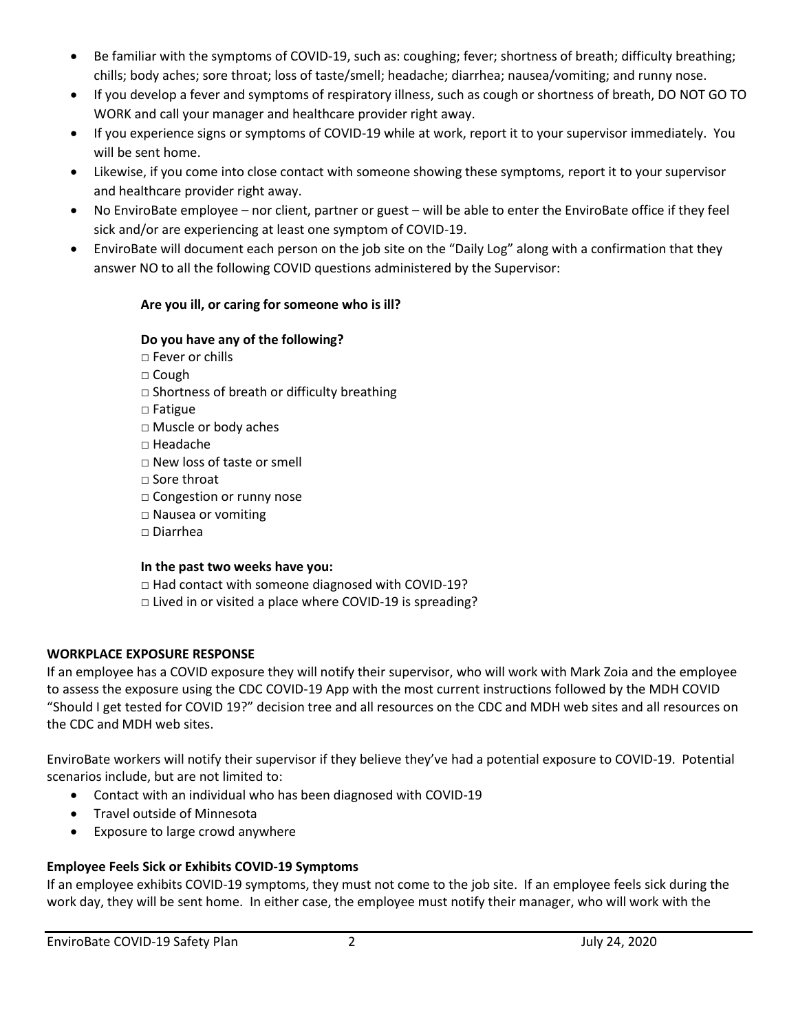- Be familiar with the symptoms of COVID-19, such as: coughing; fever; shortness of breath; difficulty breathing; chills; body aches; sore throat; loss of taste/smell; headache; diarrhea; nausea/vomiting; and runny nose.
- If you develop a fever and symptoms of respiratory illness, such as cough or shortness of breath, DO NOT GO TO WORK and call your manager and healthcare provider right away.
- If you experience signs or symptoms of COVID-19 while at work, report it to your supervisor immediately. You will be sent home.
- Likewise, if you come into close contact with someone showing these symptoms, report it to your supervisor and healthcare provider right away.
- No EnviroBate employee – nor client, partner or guest – will be able to enter the EnviroBate office if they feel sick and/or are experiencing at least one symptom of COVID-19.
- EnviroBate will document each person on the job site on the "Daily Log" along with a confirmation that they answer NO to all the following COVID questions administered by the Supervisor:

**Are you ill, or caring for someone who is ill?**

**Do you have any of the following?**

□ Fever or chills
□ Cough
□ Shortness of breath or difficulty breathing
□ Fatigue
□ Muscle or body aches
□ Headache
□ New loss of taste or smell
□ Sore throat
□ Congestion or runny nose
□ Nausea or vomiting
□ Diarrhea

**In the past two weeks have you:**

□ Had contact with someone diagnosed with COVID-19?
□ Lived in or visited a place where COVID-19 is spreading?

**WORKPLACE EXPOSURE RESPONSE**

If an employee has a COVID exposure they will notify their supervisor, who will work with Mark Zoia and the employee to assess the exposure using the CDC COVID-19 App with the most current instructions followed by the MDH COVID "Should I get tested for COVID 19?" decision tree and all resources on the CDC and MDH web sites and all resources on the CDC and MDH web sites.

EnviroBate workers will notify their supervisor if they believe they've had a potential exposure to COVID-19. Potential scenarios include, but are not limited to:

- Contact with an individual who has been diagnosed with COVID-19
- Travel outside of Minnesota
- Exposure to large crowd anywhere

**Employee Feels Sick or Exhibits COVID-19 Symptoms**

If an employee exhibits COVID-19 symptoms, they must not come to the job site. If an employee feels sick during the work day, they will be sent home. In either case, the employee must notify their manager, who will work with the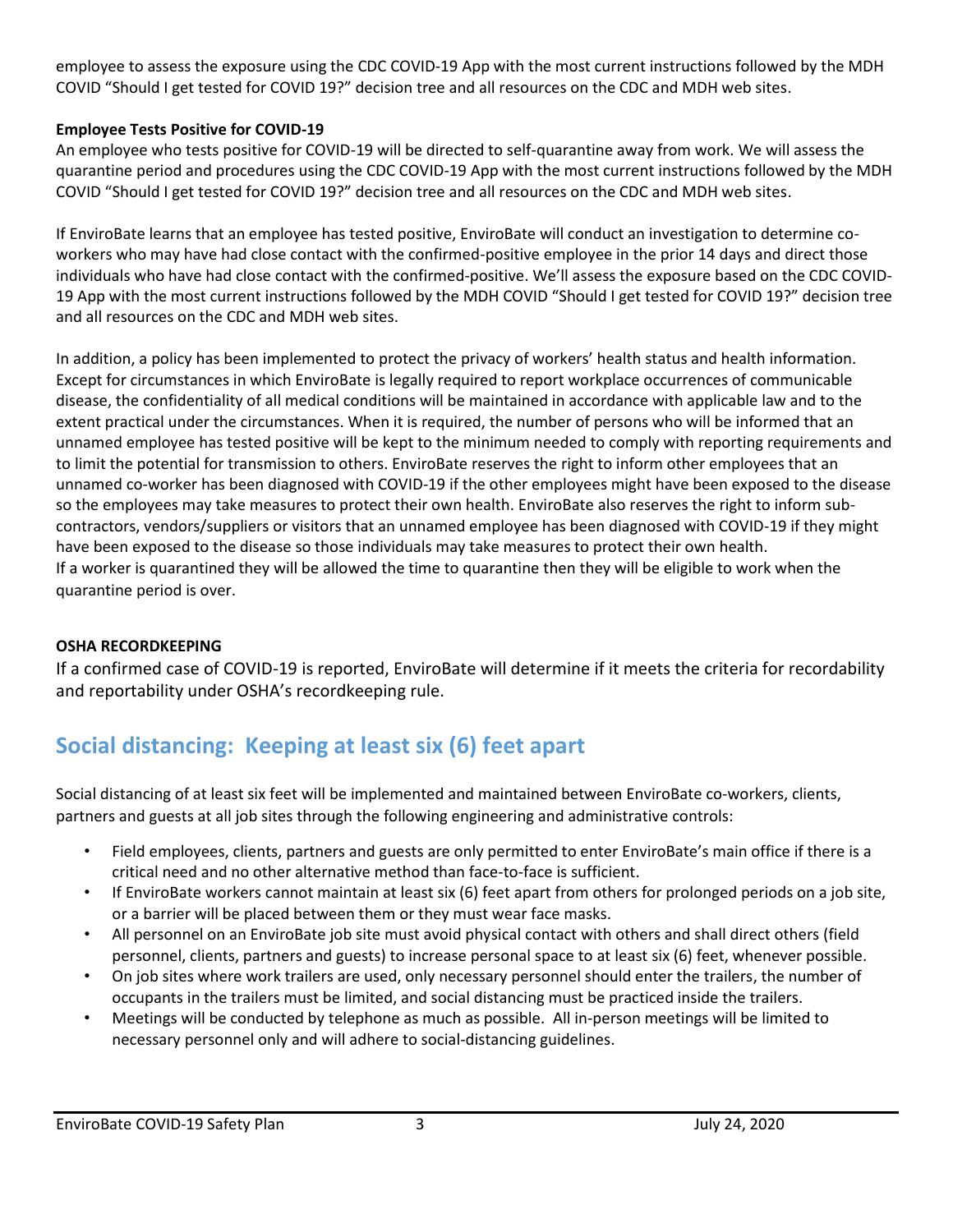employee to assess the exposure using the CDC COVID-19 App with the most current instructions followed by the MDH COVID "Should I get tested for COVID 19?" decision tree and all resources on the CDC and MDH web sites.

**Employee Tests Positive for COVID-19**

An employee who tests positive for COVID-19 will be directed to self-quarantine away from work. We will assess the quarantine period and procedures using the CDC COVID-19 App with the most current instructions followed by the MDH COVID "Should I get tested for COVID 19?" decision tree and all resources on the CDC and MDH web sites.

If EnviroBate learns that an employee has tested positive, EnviroBate will conduct an investigation to determine co-workers who may have had close contact with the confirmed-positive employee in the prior 14 days and direct those individuals who have had close contact with the confirmed-positive. We'll assess the exposure based on the CDC COVID-19 App with the most current instructions followed by the MDH COVID "Should I get tested for COVID 19?" decision tree and all resources on the CDC and MDH web sites.

In addition, a policy has been implemented to protect the privacy of workers' health status and health information. Except for circumstances in which EnviroBate is legally required to report workplace occurrences of communicable disease, the confidentiality of all medical conditions will be maintained in accordance with applicable law and to the extent practical under the circumstances. When it is required, the number of persons who will be informed that an unnamed employee has tested positive will be kept to the minimum needed to comply with reporting requirements and to limit the potential for transmission to others. EnviroBate reserves the right to inform other employees that an unnamed co-worker has been diagnosed with COVID-19 if the other employees might have been exposed to the disease so the employees may take measures to protect their own health. EnviroBate also reserves the right to inform sub-contractors, vendors/suppliers or visitors that an unnamed employee has been diagnosed with COVID-19 if they might have been exposed to the disease so those individuals may take measures to protect their own health.
If a worker is quarantined they will be allowed the time to quarantine then they will be eligible to work when the quarantine period is over.

**OSHA RECORDKEEPING**

If a confirmed case of COVID-19 is reported, EnviroBate will determine if it meets the criteria for recordability and reportability under OSHA's recordkeeping rule.

## Social distancing: Keeping at least six (6) feet apart

Social distancing of at least six feet will be implemented and maintained between EnviroBate co-workers, clients, partners and guests at all job sites through the following engineering and administrative controls:

- Field employees, clients, partners and guests are only permitted to enter EnviroBate's main office if there is a critical need and no other alternative method than face-to-face is sufficient.
- If EnviroBate workers cannot maintain at least six (6) feet apart from others for prolonged periods on a job site, or a barrier will be placed between them or they must wear face masks.
- All personnel on an EnviroBate job site must avoid physical contact with others and shall direct others (field personnel, clients, partners and guests) to increase personal space to at least six (6) feet, whenever possible.
- On job sites where work trailers are used, only necessary personnel should enter the trailers, the number of occupants in the trailers must be limited, and social distancing must be practiced inside the trailers.
- Meetings will be conducted by telephone as much as possible. All in-person meetings will be limited to necessary personnel only and will adhere to social-distancing guidelines.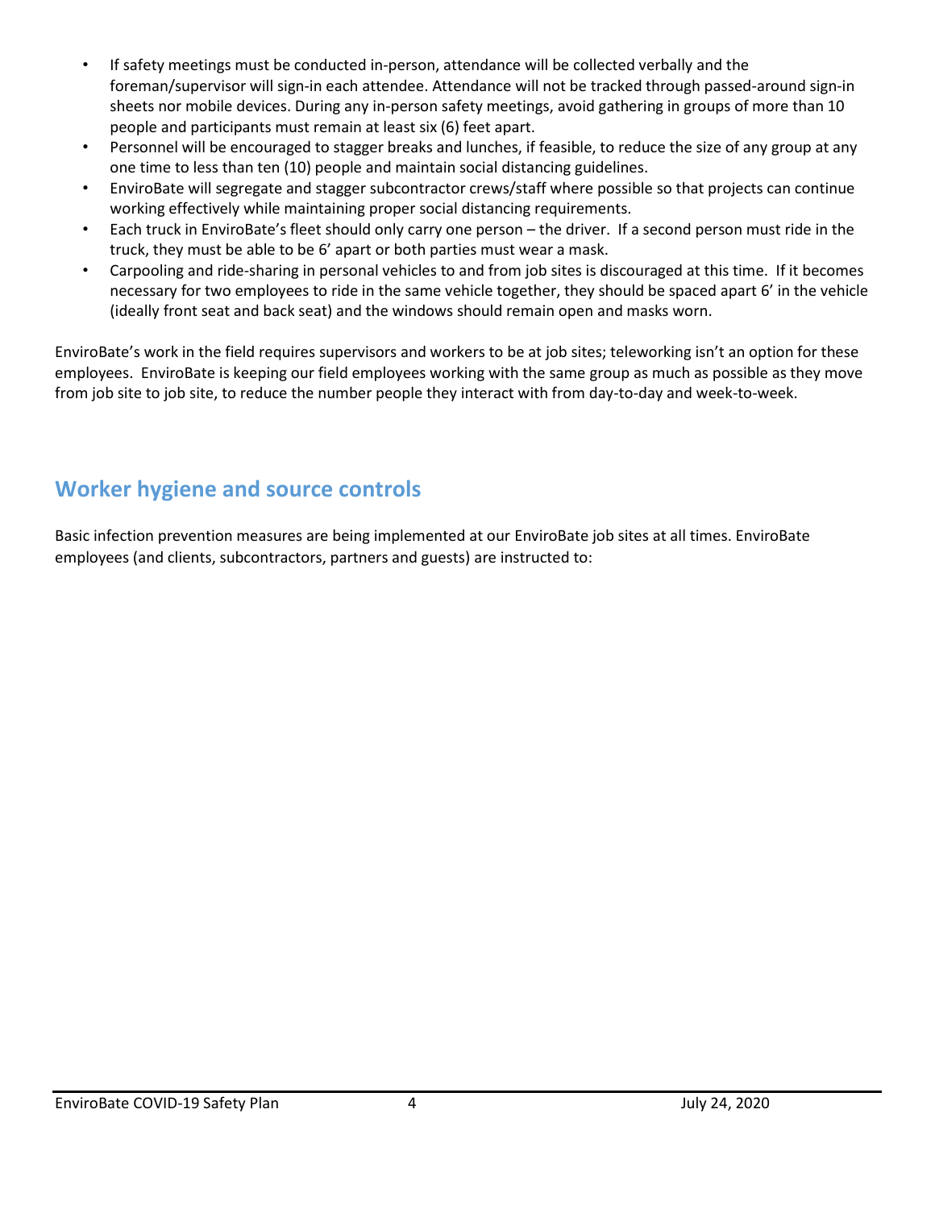- If safety meetings must be conducted in-person, attendance will be collected verbally and the foreman/supervisor will sign-in each attendee. Attendance will not be tracked through passed-around sign-in sheets nor mobile devices. During any in-person safety meetings, avoid gathering in groups of more than 10 people and participants must remain at least six (6) feet apart.
- Personnel will be encouraged to stagger breaks and lunches, if feasible, to reduce the size of any group at any one time to less than ten (10) people and maintain social distancing guidelines.
- EnviroBate will segregate and stagger subcontractor crews/staff where possible so that projects can continue working effectively while maintaining proper social distancing requirements.
- Each truck in EnviroBate's fleet should only carry one person – the driver. If a second person must ride in the truck, they must be able to be 6' apart or both parties must wear a mask.
- Carpooling and ride-sharing in personal vehicles to and from job sites is discouraged at this time. If it becomes necessary for two employees to ride in the same vehicle together, they should be spaced apart 6' in the vehicle (ideally front seat and back seat) and the windows should remain open and masks worn.

EnviroBate's work in the field requires supervisors and workers to be at job sites; teleworking isn't an option for these employees. EnviroBate is keeping our field employees working with the same group as much as possible as they move from job site to job site, to reduce the number people they interact with from day-to-day and week-to-week.

## Worker hygiene and source controls

Basic infection prevention measures are being implemented at our EnviroBate job sites at all times. EnviroBate employees (and clients, subcontractors, partners and guests) are instructed to: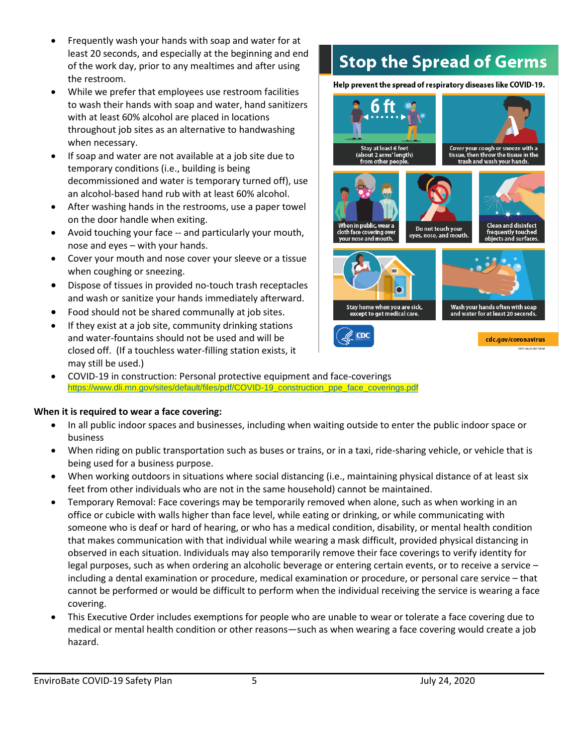- Frequently wash your hands with soap and water for at least 20 seconds, and especially at the beginning and end of the work day, prior to any mealtimes and after using the restroom.
- While we prefer that employees use restroom facilities to wash their hands with soap and water, hand sanitizers with at least 60% alcohol are placed in locations throughout job sites as an alternative to handwashing when necessary.
- If soap and water are not available at a job site due to temporary conditions (i.e., building is being decommissioned and water is temporary turned off), use an alcohol-based hand rub with at least 60% alcohol.
- After washing hands in the restrooms, use a paper towel on the door handle when exiting.
- Avoid touching your face -- and particularly your mouth, nose and eyes – with your hands.
- Cover your mouth and nose cover your sleeve or a tissue when coughing or sneezing.
- Dispose of tissues in provided no-touch trash receptacles and wash or sanitize your hands immediately afterward.
- Food should not be shared communally at job sites.
- If they exist at a job site, community drinking stations and water-fountains should not be used and will be closed off. (If a touchless water-filling station exists, it may still be used.)
- COVID-19 in construction: Personal protective equipment and face-coverings https://www.dli.mn.gov/sites/default/files/pdf/COVID-19_construction_ppe_face_coverings.pdf

**Stop the Spread of Germs**

**Help prevent the spread of respiratory diseases like COVID-19.**

- Stay at least 6 feet (about 2 arms' length) from other people.
- Cover your cough or sneeze with a tissue, then throw the tissue in the trash and wash your hands.
- When in public, wear a cloth face covering over your nose and mouth.
- Do not touch your eyes, nose, and mouth.
- Clean and disinfect frequently touched objects and surfaces.
- Stay home when you are sick, except to get medical care.
- Wash your hands often with soap and water for at least 20 seconds.

cdc.gov/coronavirus

**When it is required to wear a face covering:**

- In all public indoor spaces and businesses, including when waiting outside to enter the public indoor space or business
- When riding on public transportation such as buses or trains, or in a taxi, ride-sharing vehicle, or vehicle that is being used for a business purpose.
- When working outdoors in situations where social distancing (i.e., maintaining physical distance of at least six feet from other individuals who are not in the same household) cannot be maintained.
- Temporary Removal: Face coverings may be temporarily removed when alone, such as when working in an office or cubicle with walls higher than face level, while eating or drinking, or while communicating with someone who is deaf or hard of hearing, or who has a medical condition, disability, or mental health condition that makes communication with that individual while wearing a mask difficult, provided physical distancing in observed in each situation. Individuals may also temporarily remove their face coverings to verify identity for legal purposes, such as when ordering an alcoholic beverage or entering certain events, or to receive a service – including a dental examination or procedure, medical examination or procedure, or personal care service – that cannot be performed or would be difficult to perform when the individual receiving the service is wearing a face covering.
- This Executive Order includes exemptions for people who are unable to wear or tolerate a face covering due to medical or mental health condition or other reasons—such as when wearing a face covering would create a job hazard.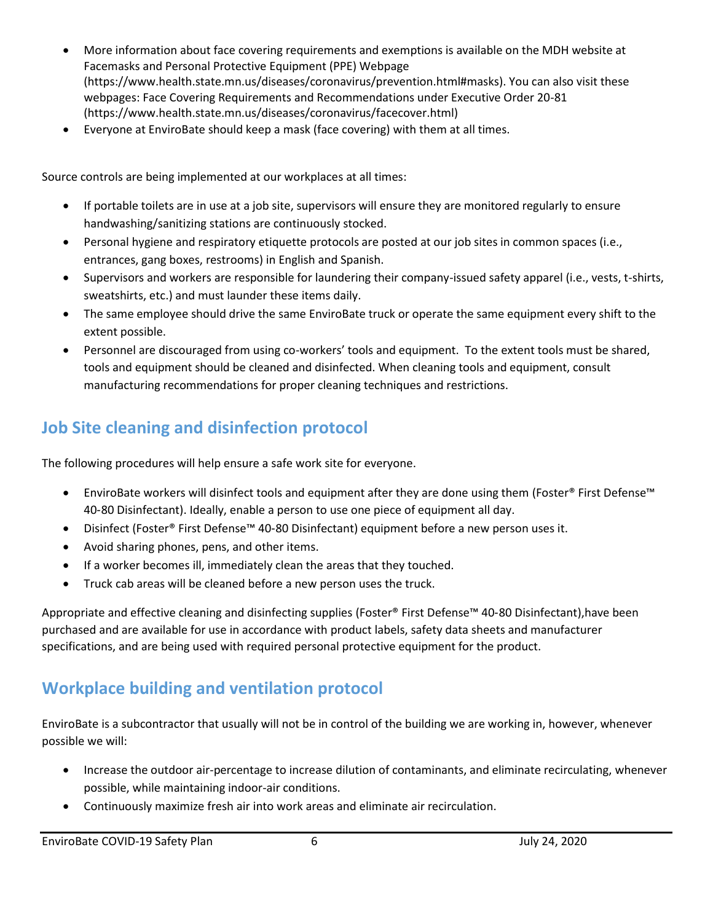- More information about face covering requirements and exemptions is available on the MDH website at Facemasks and Personal Protective Equipment (PPE) Webpage (https://www.health.state.mn.us/diseases/coronavirus/prevention.html#masks). You can also visit these webpages: Face Covering Requirements and Recommendations under Executive Order 20-81 (https://www.health.state.mn.us/diseases/coronavirus/facecover.html)
- Everyone at EnviroBate should keep a mask (face covering) with them at all times.

Source controls are being implemented at our workplaces at all times:

- If portable toilets are in use at a job site, supervisors will ensure they are monitored regularly to ensure handwashing/sanitizing stations are continuously stocked.
- Personal hygiene and respiratory etiquette protocols are posted at our job sites in common spaces (i.e., entrances, gang boxes, restrooms) in English and Spanish.
- Supervisors and workers are responsible for laundering their company-issued safety apparel (i.e., vests, t-shirts, sweatshirts, etc.) and must launder these items daily.
- The same employee should drive the same EnviroBate truck or operate the same equipment every shift to the extent possible.
- Personnel are discouraged from using co-workers' tools and equipment. To the extent tools must be shared, tools and equipment should be cleaned and disinfected. When cleaning tools and equipment, consult manufacturing recommendations for proper cleaning techniques and restrictions.

## Job Site cleaning and disinfection protocol

The following procedures will help ensure a safe work site for everyone.

- EnviroBate workers will disinfect tools and equipment after they are done using them (Foster® First Defense™ 40-80 Disinfectant). Ideally, enable a person to use one piece of equipment all day.
- Disinfect (Foster® First Defense™ 40-80 Disinfectant) equipment before a new person uses it.
- Avoid sharing phones, pens, and other items.
- If a worker becomes ill, immediately clean the areas that they touched.
- Truck cab areas will be cleaned before a new person uses the truck.

Appropriate and effective cleaning and disinfecting supplies (Foster® First Defense™ 40-80 Disinfectant),have been purchased and are available for use in accordance with product labels, safety data sheets and manufacturer specifications, and are being used with required personal protective equipment for the product.

## Workplace building and ventilation protocol

EnviroBate is a subcontractor that usually will not be in control of the building we are working in, however, whenever possible we will:

- Increase the outdoor air-percentage to increase dilution of contaminants, and eliminate recirculating, whenever possible, while maintaining indoor-air conditions.
- Continuously maximize fresh air into work areas and eliminate air recirculation.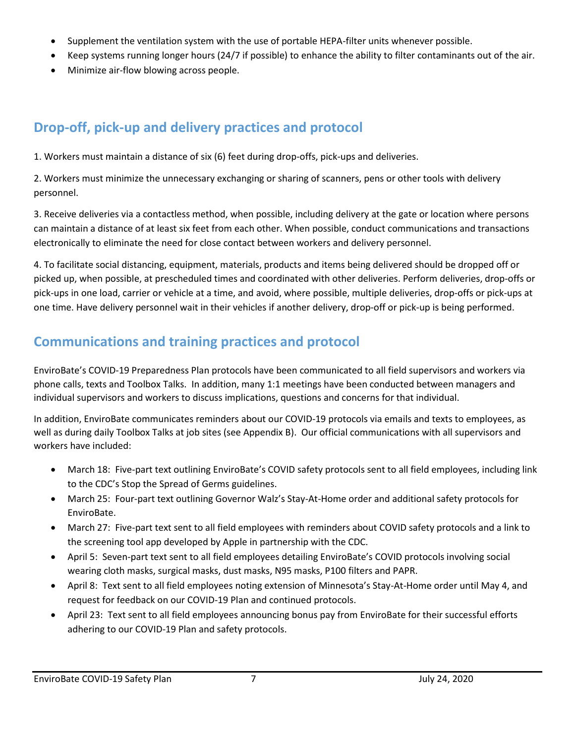- Supplement the ventilation system with the use of portable HEPA-filter units whenever possible.
- Keep systems running longer hours (24/7 if possible) to enhance the ability to filter contaminants out of the air.
- Minimize air-flow blowing across people.

## Drop-off, pick-up and delivery practices and protocol

1. Workers must maintain a distance of six (6) feet during drop-offs, pick-ups and deliveries.

2. Workers must minimize the unnecessary exchanging or sharing of scanners, pens or other tools with delivery personnel.

3. Receive deliveries via a contactless method, when possible, including delivery at the gate or location where persons can maintain a distance of at least six feet from each other. When possible, conduct communications and transactions electronically to eliminate the need for close contact between workers and delivery personnel.

4. To facilitate social distancing, equipment, materials, products and items being delivered should be dropped off or picked up, when possible, at prescheduled times and coordinated with other deliveries. Perform deliveries, drop-offs or pick-ups in one load, carrier or vehicle at a time, and avoid, where possible, multiple deliveries, drop-offs or pick-ups at one time. Have delivery personnel wait in their vehicles if another delivery, drop-off or pick-up is being performed.

## Communications and training practices and protocol

EnviroBate's COVID-19 Preparedness Plan protocols have been communicated to all field supervisors and workers via phone calls, texts and Toolbox Talks. In addition, many 1:1 meetings have been conducted between managers and individual supervisors and workers to discuss implications, questions and concerns for that individual.

In addition, EnviroBate communicates reminders about our COVID-19 protocols via emails and texts to employees, as well as during daily Toolbox Talks at job sites (see Appendix B). Our official communications with all supervisors and workers have included:

- March 18: Five-part text outlining EnviroBate's COVID safety protocols sent to all field employees, including link to the CDC's Stop the Spread of Germs guidelines.
- March 25: Four-part text outlining Governor Walz's Stay-At-Home order and additional safety protocols for EnviroBate.
- March 27: Five-part text sent to all field employees with reminders about COVID safety protocols and a link to the screening tool app developed by Apple in partnership with the CDC.
- April 5: Seven-part text sent to all field employees detailing EnviroBate's COVID protocols involving social wearing cloth masks, surgical masks, dust masks, N95 masks, P100 filters and PAPR.
- April 8: Text sent to all field employees noting extension of Minnesota's Stay-At-Home order until May 4, and request for feedback on our COVID-19 Plan and continued protocols.
- April 23: Text sent to all field employees announcing bonus pay from EnviroBate for their successful efforts adhering to our COVID-19 Plan and safety protocols.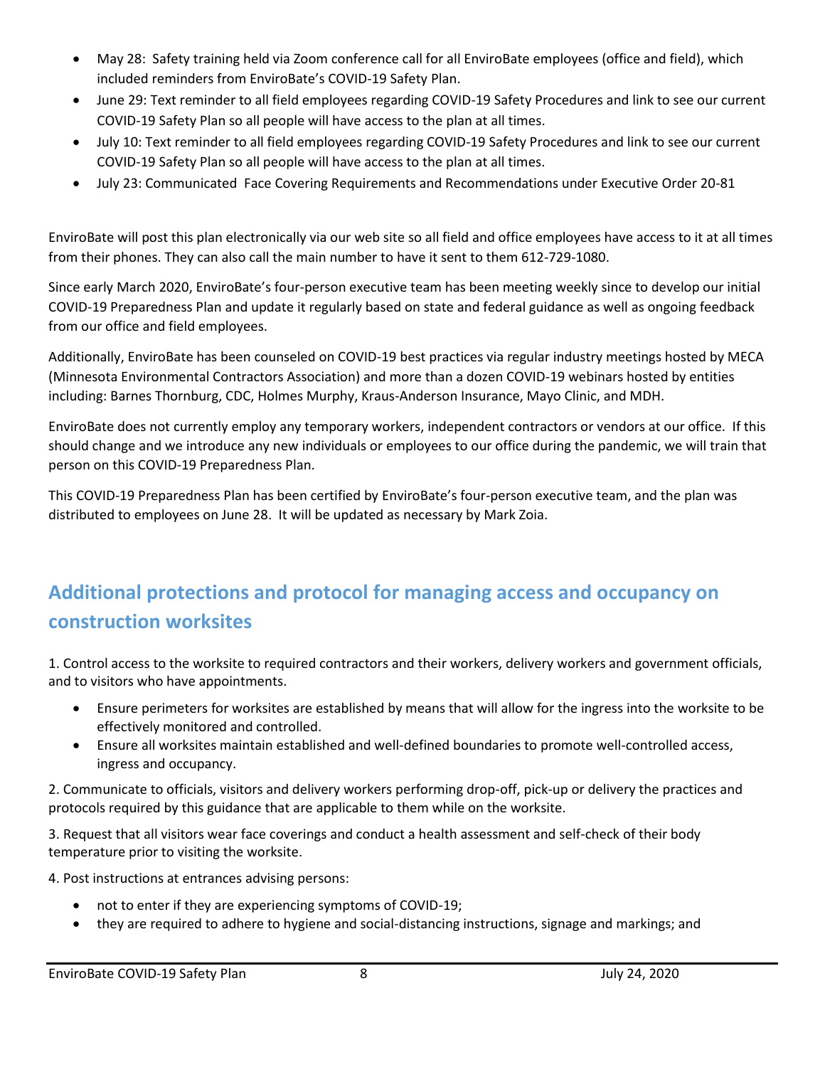- May 28: Safety training held via Zoom conference call for all EnviroBate employees (office and field), which included reminders from EnviroBate's COVID-19 Safety Plan.
- June 29: Text reminder to all field employees regarding COVID-19 Safety Procedures and link to see our current COVID-19 Safety Plan so all people will have access to the plan at all times.
- July 10: Text reminder to all field employees regarding COVID-19 Safety Procedures and link to see our current COVID-19 Safety Plan so all people will have access to the plan at all times.
- July 23: Communicated Face Covering Requirements and Recommendations under Executive Order 20-81

EnviroBate will post this plan electronically via our web site so all field and office employees have access to it at all times from their phones. They can also call the main number to have it sent to them 612-729-1080.

Since early March 2020, EnviroBate's four-person executive team has been meeting weekly since to develop our initial COVID-19 Preparedness Plan and update it regularly based on state and federal guidance as well as ongoing feedback from our office and field employees.

Additionally, EnviroBate has been counseled on COVID-19 best practices via regular industry meetings hosted by MECA (Minnesota Environmental Contractors Association) and more than a dozen COVID-19 webinars hosted by entities including: Barnes Thornburg, CDC, Holmes Murphy, Kraus-Anderson Insurance, Mayo Clinic, and MDH.

EnviroBate does not currently employ any temporary workers, independent contractors or vendors at our office. If this should change and we introduce any new individuals or employees to our office during the pandemic, we will train that person on this COVID-19 Preparedness Plan.

This COVID-19 Preparedness Plan has been certified by EnviroBate's four-person executive team, and the plan was distributed to employees on June 28. It will be updated as necessary by Mark Zoia.

## Additional protections and protocol for managing access and occupancy on construction worksites

1. Control access to the worksite to required contractors and their workers, delivery workers and government officials, and to visitors who have appointments.

   - Ensure perimeters for worksites are established by means that will allow for the ingress into the worksite to be effectively monitored and controlled.
   - Ensure all worksites maintain established and well-defined boundaries to promote well-controlled access, ingress and occupancy.

2. Communicate to officials, visitors and delivery workers performing drop-off, pick-up or delivery the practices and protocols required by this guidance that are applicable to them while on the worksite.

3. Request that all visitors wear face coverings and conduct a health assessment and self-check of their body temperature prior to visiting the worksite.

4. Post instructions at entrances advising persons:

   - not to enter if they are experiencing symptoms of COVID-19;
   - they are required to adhere to hygiene and social-distancing instructions, signage and markings; and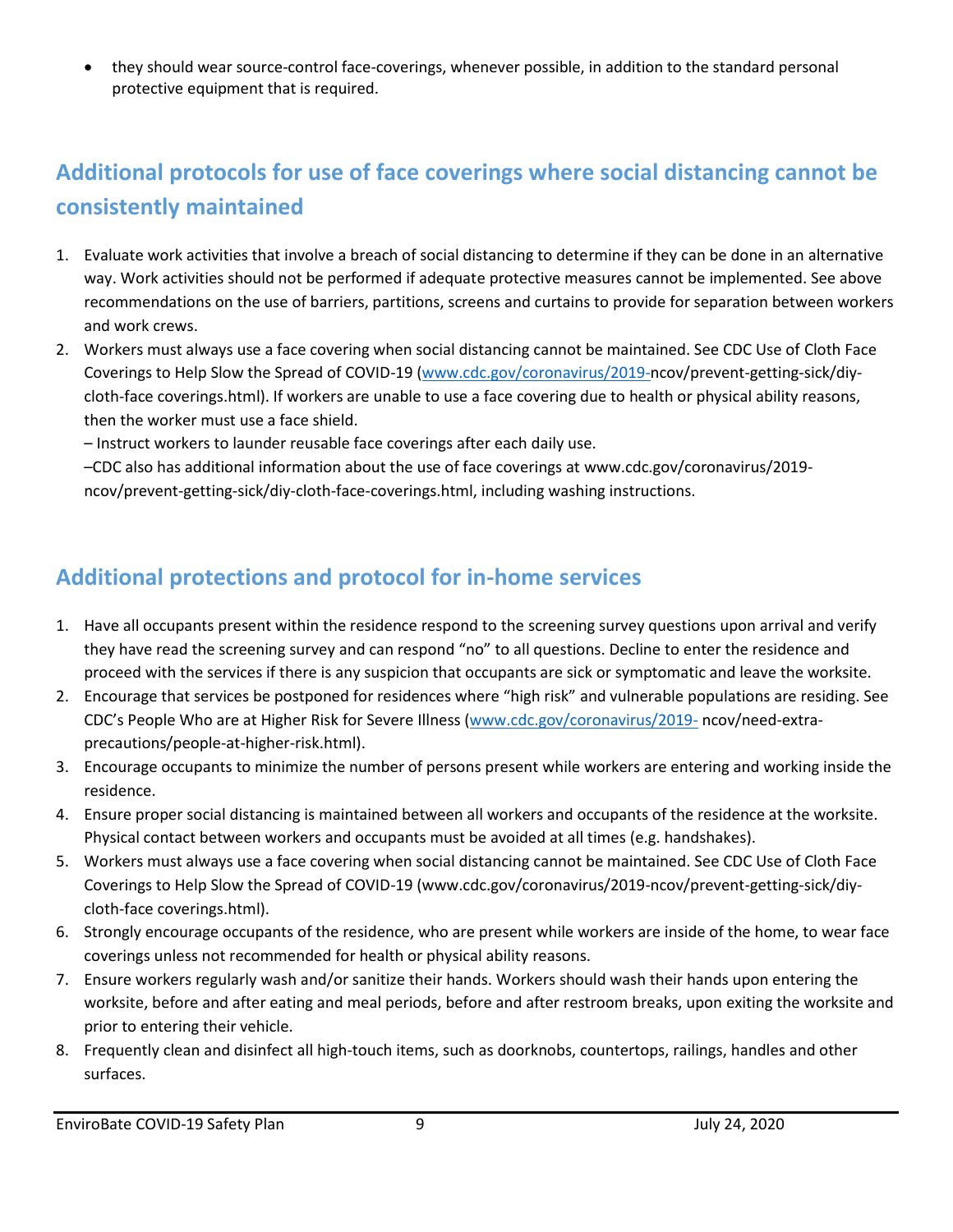- they should wear source-control face-coverings, whenever possible, in addition to the standard personal protective equipment that is required.

## Additional protocols for use of face coverings where social distancing cannot be consistently maintained

1. Evaluate work activities that involve a breach of social distancing to determine if they can be done in an alternative way. Work activities should not be performed if adequate protective measures cannot be implemented. See above recommendations on the use of barriers, partitions, screens and curtains to provide for separation between workers and work crews.
2. Workers must always use a face covering when social distancing cannot be maintained. See CDC Use of Cloth Face Coverings to Help Slow the Spread of COVID-19 (www.cdc.gov/coronavirus/2019-ncov/prevent-getting-sick/diy-cloth-face coverings.html). If workers are unable to use a face covering due to health or physical ability reasons, then the worker must use a face shield.
   – Instruct workers to launder reusable face coverings after each daily use.
   –CDC also has additional information about the use of face coverings at www.cdc.gov/coronavirus/2019-ncov/prevent-getting-sick/diy-cloth-face-coverings.html, including washing instructions.

## Additional protections and protocol for in-home services

1. Have all occupants present within the residence respond to the screening survey questions upon arrival and verify they have read the screening survey and can respond "no" to all questions. Decline to enter the residence and proceed with the services if there is any suspicion that occupants are sick or symptomatic and leave the worksite.
2. Encourage that services be postponed for residences where "high risk" and vulnerable populations are residing. See CDC's People Who are at Higher Risk for Severe Illness (www.cdc.gov/coronavirus/2019- ncov/need-extra-precautions/people-at-higher-risk.html).
3. Encourage occupants to minimize the number of persons present while workers are entering and working inside the residence.
4. Ensure proper social distancing is maintained between all workers and occupants of the residence at the worksite. Physical contact between workers and occupants must be avoided at all times (e.g. handshakes).
5. Workers must always use a face covering when social distancing cannot be maintained. See CDC Use of Cloth Face Coverings to Help Slow the Spread of COVID-19 (www.cdc.gov/coronavirus/2019-ncov/prevent-getting-sick/diy-cloth-face coverings.html).
6. Strongly encourage occupants of the residence, who are present while workers are inside of the home, to wear face coverings unless not recommended for health or physical ability reasons.
7. Ensure workers regularly wash and/or sanitize their hands. Workers should wash their hands upon entering the worksite, before and after eating and meal periods, before and after restroom breaks, upon exiting the worksite and prior to entering their vehicle.
8. Frequently clean and disinfect all high-touch items, such as doorknobs, countertops, railings, handles and other surfaces.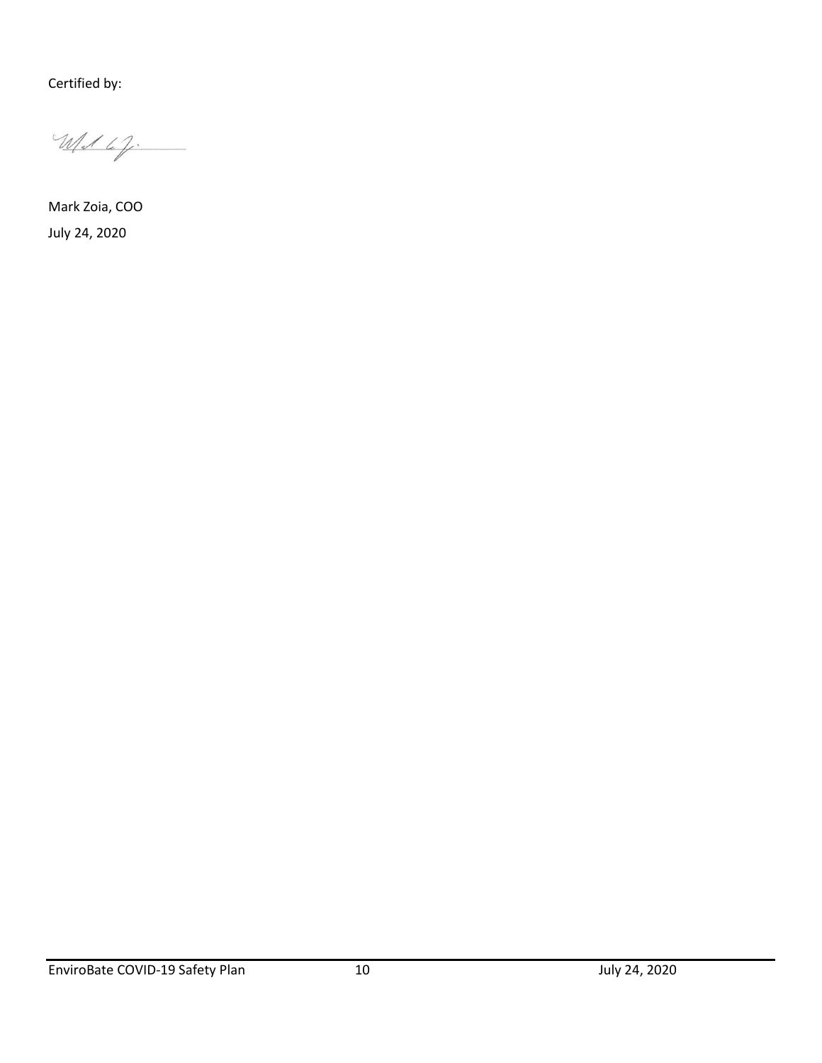Certified by:

Mark Zoia, COO

July 24, 2020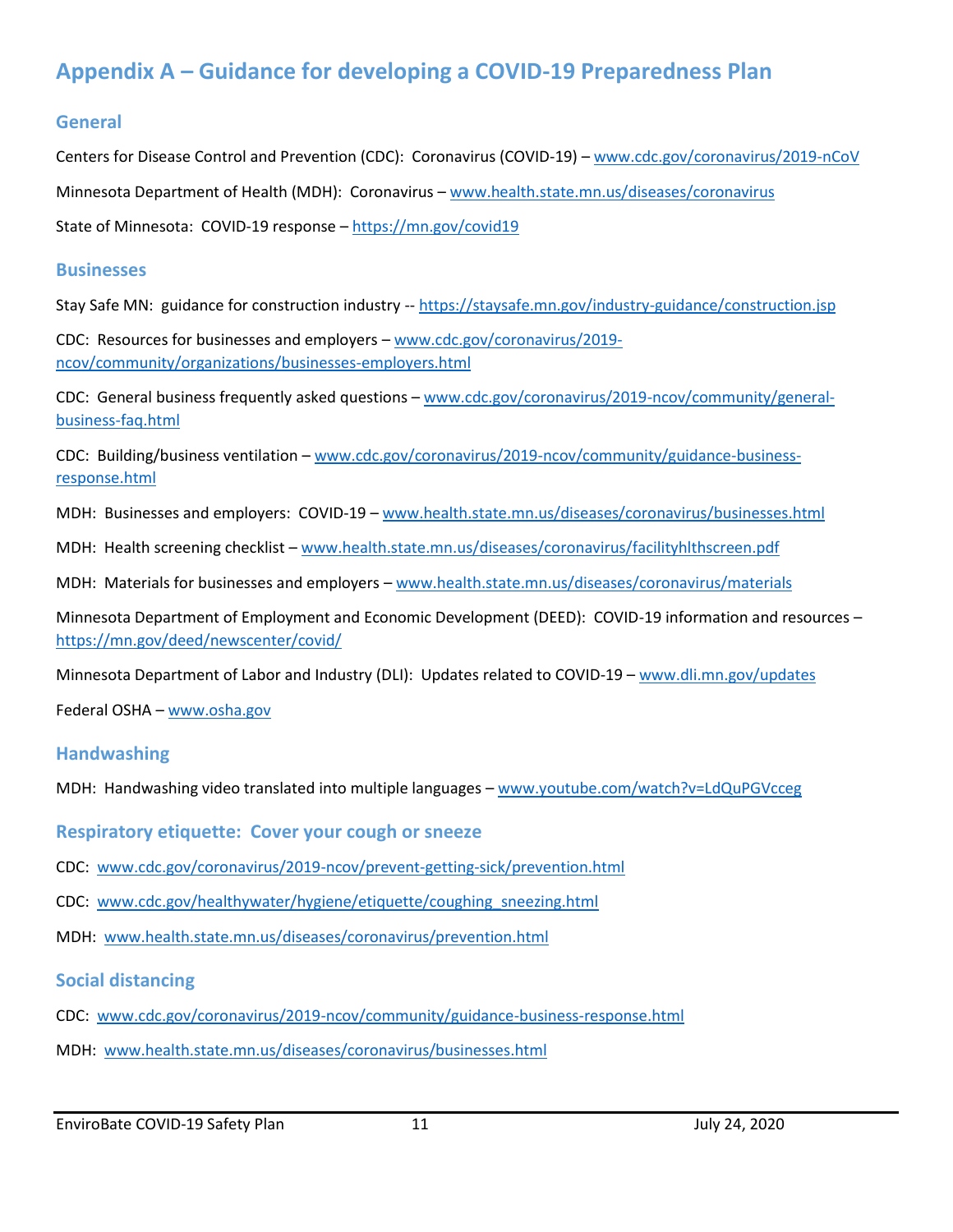# Appendix A – Guidance for developing a COVID-19 Preparedness Plan

## General

Centers for Disease Control and Prevention (CDC): Coronavirus (COVID-19) – www.cdc.gov/coronavirus/2019-nCoV

Minnesota Department of Health (MDH): Coronavirus – www.health.state.mn.us/diseases/coronavirus

State of Minnesota: COVID-19 response – https://mn.gov/covid19

## Businesses

Stay Safe MN: guidance for construction industry -- https://staysafe.mn.gov/industry-guidance/construction.jsp

CDC: Resources for businesses and employers – www.cdc.gov/coronavirus/2019-ncov/community/organizations/businesses-employers.html

CDC: General business frequently asked questions – www.cdc.gov/coronavirus/2019-ncov/community/general-business-faq.html

CDC: Building/business ventilation – www.cdc.gov/coronavirus/2019-ncov/community/guidance-business-response.html

MDH: Businesses and employers: COVID-19 – www.health.state.mn.us/diseases/coronavirus/businesses.html

MDH: Health screening checklist – www.health.state.mn.us/diseases/coronavirus/facilityhlthscreen.pdf

MDH: Materials for businesses and employers – www.health.state.mn.us/diseases/coronavirus/materials

Minnesota Department of Employment and Economic Development (DEED): COVID-19 information and resources – https://mn.gov/deed/newscenter/covid/

Minnesota Department of Labor and Industry (DLI): Updates related to COVID-19 – www.dli.mn.gov/updates

Federal OSHA – www.osha.gov

## Handwashing

MDH: Handwashing video translated into multiple languages – www.youtube.com/watch?v=LdQuPGVcceg

## Respiratory etiquette: Cover your cough or sneeze

CDC: www.cdc.gov/coronavirus/2019-ncov/prevent-getting-sick/prevention.html

CDC: www.cdc.gov/healthywater/hygiene/etiquette/coughing_sneezing.html

MDH: www.health.state.mn.us/diseases/coronavirus/prevention.html

## Social distancing

CDC: www.cdc.gov/coronavirus/2019-ncov/community/guidance-business-response.html

MDH: www.health.state.mn.us/diseases/coronavirus/businesses.html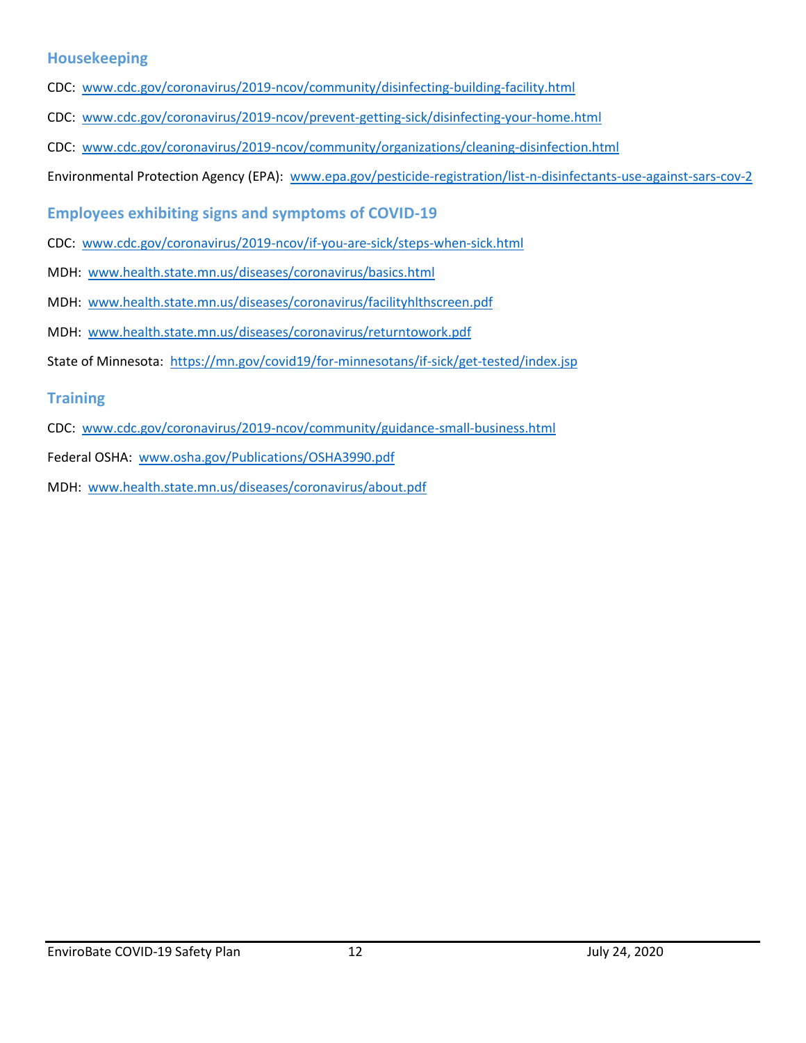## Housekeeping

CDC: www.cdc.gov/coronavirus/2019-ncov/community/disinfecting-building-facility.html

CDC: www.cdc.gov/coronavirus/2019-ncov/prevent-getting-sick/disinfecting-your-home.html

CDC: www.cdc.gov/coronavirus/2019-ncov/community/organizations/cleaning-disinfection.html

Environmental Protection Agency (EPA): www.epa.gov/pesticide-registration/list-n-disinfectants-use-against-sars-cov-2

## Employees exhibiting signs and symptoms of COVID-19

CDC: www.cdc.gov/coronavirus/2019-ncov/if-you-are-sick/steps-when-sick.html

MDH: www.health.state.mn.us/diseases/coronavirus/basics.html

MDH: www.health.state.mn.us/diseases/coronavirus/facilityhlthscreen.pdf

MDH: www.health.state.mn.us/diseases/coronavirus/returntowork.pdf

State of Minnesota: https://mn.gov/covid19/for-minnesotans/if-sick/get-tested/index.jsp

## Training

CDC: www.cdc.gov/coronavirus/2019-ncov/community/guidance-small-business.html

Federal OSHA: www.osha.gov/Publications/OSHA3990.pdf

MDH: www.health.state.mn.us/diseases/coronavirus/about.pdf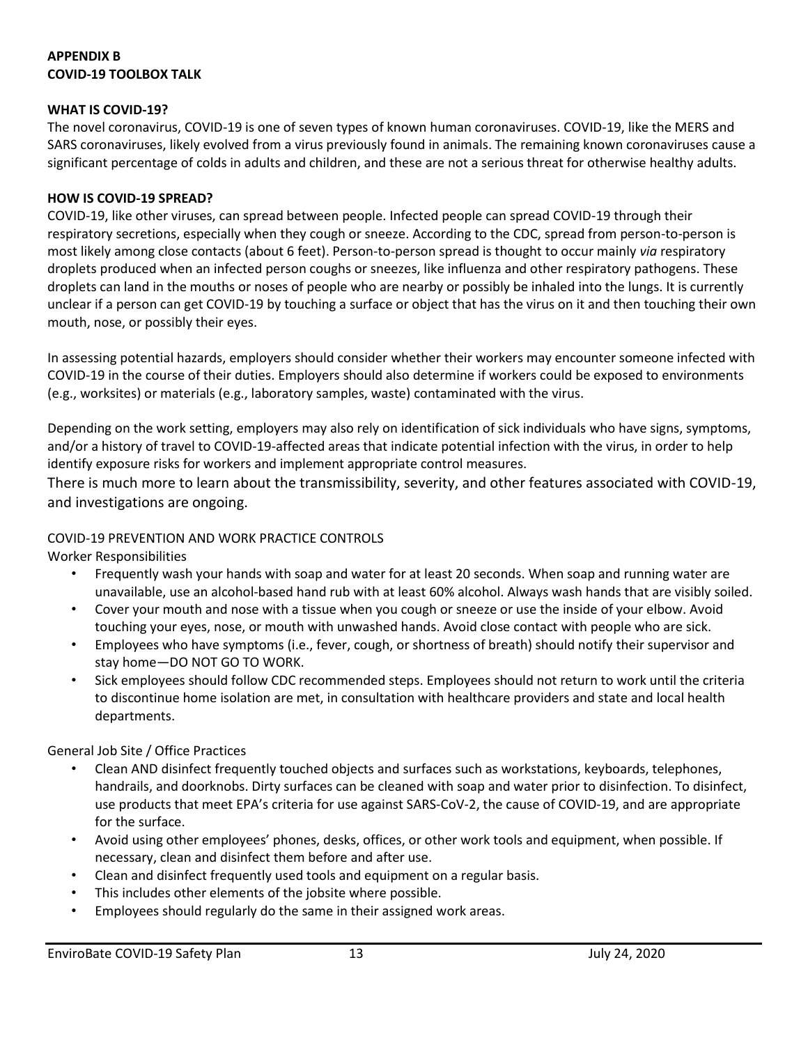**APPENDIX B**
**COVID-19 TOOLBOX TALK**

**WHAT IS COVID-19?**

The novel coronavirus, COVID-19 is one of seven types of known human coronaviruses. COVID-19, like the MERS and SARS coronaviruses, likely evolved from a virus previously found in animals. The remaining known coronaviruses cause a significant percentage of colds in adults and children, and these are not a serious threat for otherwise healthy adults.

**HOW IS COVID-19 SPREAD?**

COVID-19, like other viruses, can spread between people. Infected people can spread COVID-19 through their respiratory secretions, especially when they cough or sneeze. According to the CDC, spread from person-to-person is most likely among close contacts (about 6 feet). Person-to-person spread is thought to occur mainly *via* respiratory droplets produced when an infected person coughs or sneezes, like influenza and other respiratory pathogens. These droplets can land in the mouths or noses of people who are nearby or possibly be inhaled into the lungs. It is currently unclear if a person can get COVID-19 by touching a surface or object that has the virus on it and then touching their own mouth, nose, or possibly their eyes.

In assessing potential hazards, employers should consider whether their workers may encounter someone infected with COVID-19 in the course of their duties. Employers should also determine if workers could be exposed to environments (e.g., worksites) or materials (e.g., laboratory samples, waste) contaminated with the virus.

Depending on the work setting, employers may also rely on identification of sick individuals who have signs, symptoms, and/or a history of travel to COVID-19-affected areas that indicate potential infection with the virus, in order to help identify exposure risks for workers and implement appropriate control measures.

There is much more to learn about the transmissibility, severity, and other features associated with COVID-19, and investigations are ongoing.

COVID-19 PREVENTION AND WORK PRACTICE CONTROLS

Worker Responsibilities

- Frequently wash your hands with soap and water for at least 20 seconds. When soap and running water are unavailable, use an alcohol-based hand rub with at least 60% alcohol. Always wash hands that are visibly soiled.
- Cover your mouth and nose with a tissue when you cough or sneeze or use the inside of your elbow. Avoid touching your eyes, nose, or mouth with unwashed hands. Avoid close contact with people who are sick.
- Employees who have symptoms (i.e., fever, cough, or shortness of breath) should notify their supervisor and stay home—DO NOT GO TO WORK.
- Sick employees should follow CDC recommended steps. Employees should not return to work until the criteria to discontinue home isolation are met, in consultation with healthcare providers and state and local health departments.

General Job Site / Office Practices

- Clean AND disinfect frequently touched objects and surfaces such as workstations, keyboards, telephones, handrails, and doorknobs. Dirty surfaces can be cleaned with soap and water prior to disinfection. To disinfect, use products that meet EPA's criteria for use against SARS-CoV-2, the cause of COVID-19, and are appropriate for the surface.
- Avoid using other employees' phones, desks, offices, or other work tools and equipment, when possible. If necessary, clean and disinfect them before and after use.
- Clean and disinfect frequently used tools and equipment on a regular basis.
- This includes other elements of the jobsite where possible.
- Employees should regularly do the same in their assigned work areas.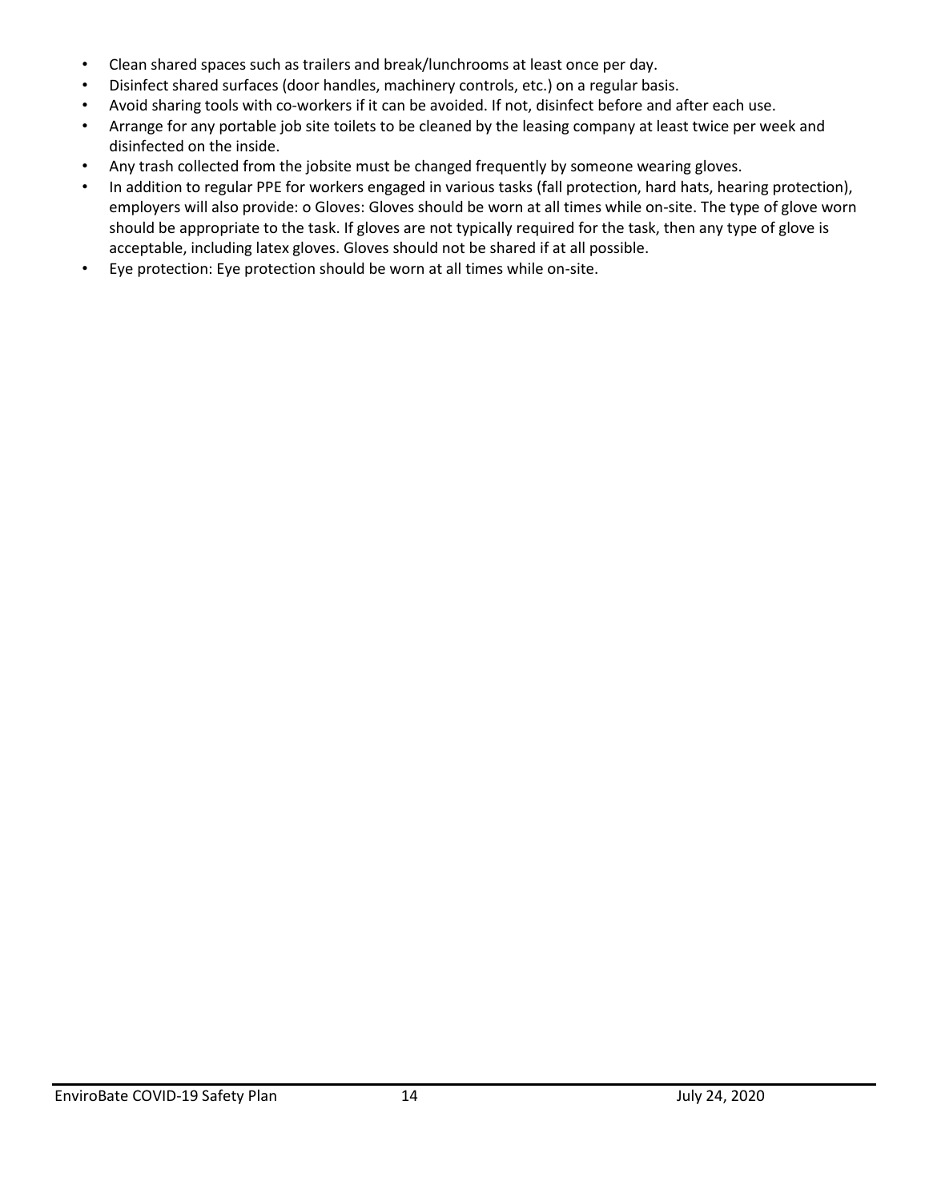- Clean shared spaces such as trailers and break/lunchrooms at least once per day.
- Disinfect shared surfaces (door handles, machinery controls, etc.) on a regular basis.
- Avoid sharing tools with co-workers if it can be avoided. If not, disinfect before and after each use.
- Arrange for any portable job site toilets to be cleaned by the leasing company at least twice per week and disinfected on the inside.
- Any trash collected from the jobsite must be changed frequently by someone wearing gloves.
- In addition to regular PPE for workers engaged in various tasks (fall protection, hard hats, hearing protection), employers will also provide: o Gloves: Gloves should be worn at all times while on-site. The type of glove worn should be appropriate to the task. If gloves are not typically required for the task, then any type of glove is acceptable, including latex gloves. Gloves should not be shared if at all possible.
- Eye protection: Eye protection should be worn at all times while on-site.